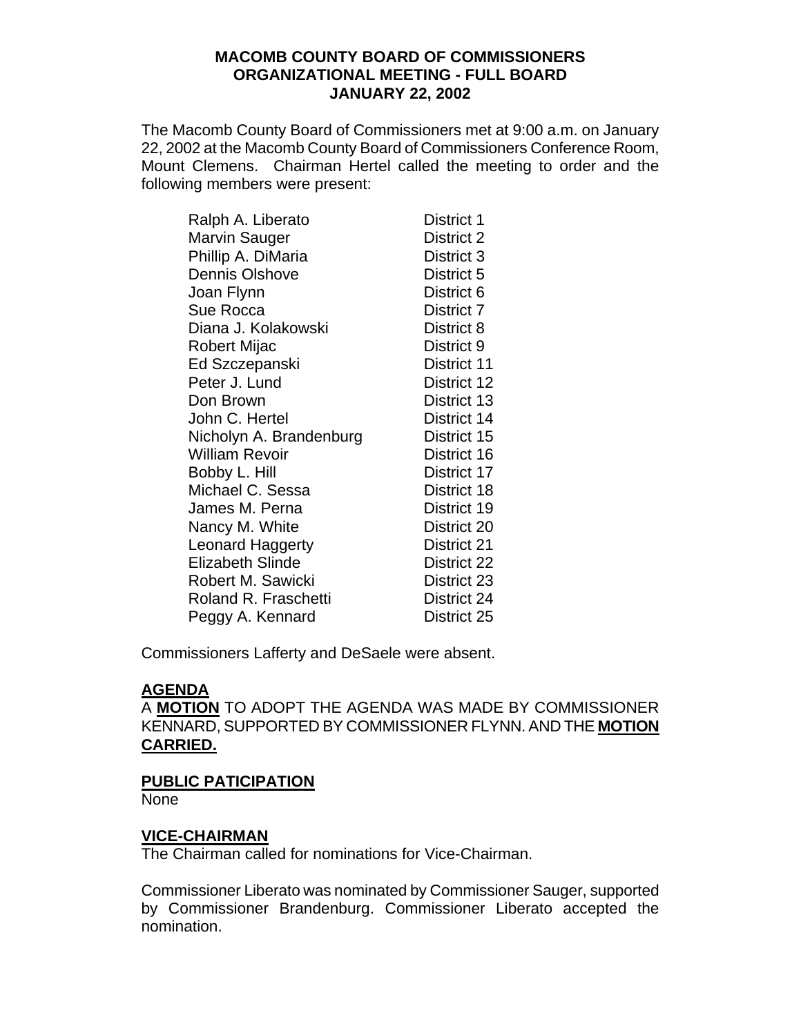**MACOMB COUNTY BOARD OF COMMISSIONERS**
**ORGANIZATIONAL MEETING - FULL BOARD**
**JANUARY 22, 2002**

The Macomb County Board of Commissioners met at 9:00 a.m. on January 22, 2002 at the Macomb County Board of Commissioners Conference Room, Mount Clemens. Chairman Hertel called the meeting to order and the following members were present:

| | |
|---|---|
| Ralph A. Liberato | District 1 |
| Marvin Sauger | District 2 |
| Phillip A. DiMaria | District 3 |
| Dennis Olshove | District 5 |
| Joan Flynn | District 6 |
| Sue Rocca | District 7 |
| Diana J. Kolakowski | District 8 |
| Robert Mijac | District 9 |
| Ed Szczepanski | District 11 |
| Peter J. Lund | District 12 |
| Don Brown | District 13 |
| John C. Hertel | District 14 |
| Nicholyn A. Brandenburg | District 15 |
| William Revoir | District 16 |
| Bobby L. Hill | District 17 |
| Michael C. Sessa | District 18 |
| James M. Perna | District 19 |
| Nancy M. White | District 20 |
| Leonard Haggerty | District 21 |
| Elizabeth Slinde | District 22 |
| Robert M. Sawicki | District 23 |
| Roland R. Fraschetti | District 24 |
| Peggy A. Kennard | District 25 |

Commissioners Lafferty and DeSaele were absent.

**AGENDA**

A **MOTION** TO ADOPT THE AGENDA WAS MADE BY COMMISSIONER KENNARD, SUPPORTED BY COMMISSIONER FLYNN. AND THE **MOTION CARRIED.**

**PUBLIC PATICIPATION**

None

**VICE-CHAIRMAN**

The Chairman called for nominations for Vice-Chairman.

Commissioner Liberato was nominated by Commissioner Sauger, supported by Commissioner Brandenburg. Commissioner Liberato accepted the nomination.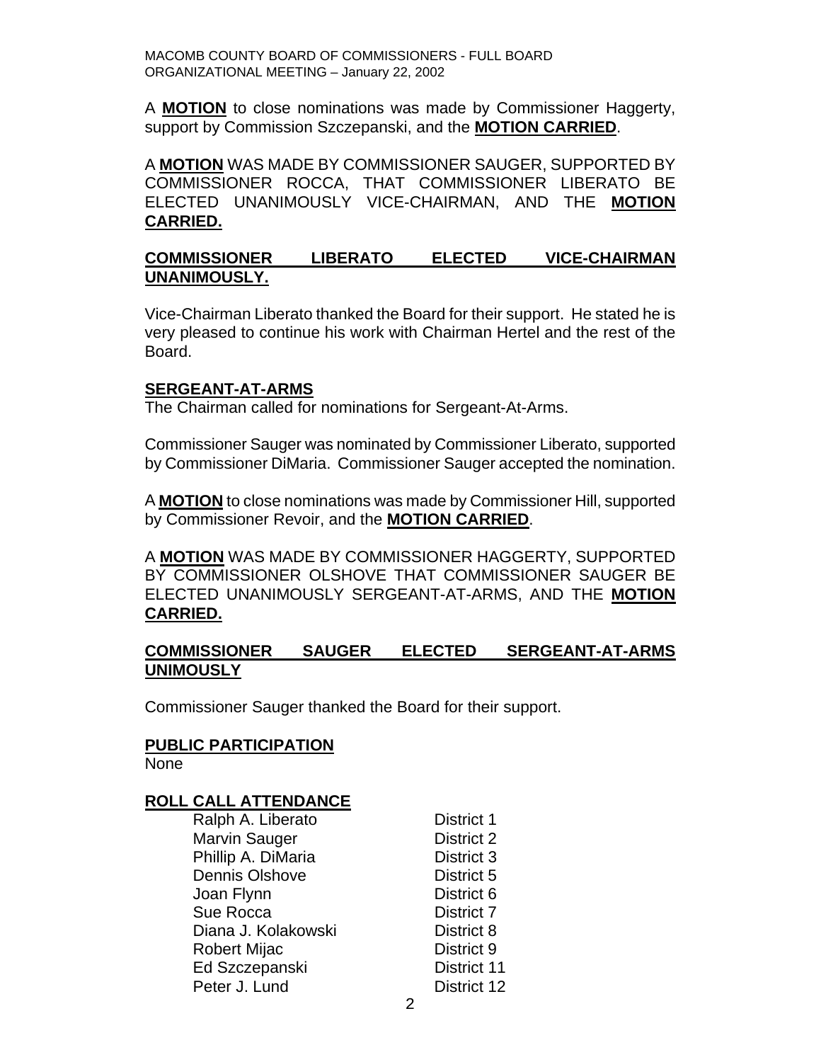A **MOTION** to close nominations was made by Commissioner Haggerty, support by Commission Szczepanski, and the **MOTION CARRIED**.

A **MOTION** WAS MADE BY COMMISSIONER SAUGER, SUPPORTED BY COMMISSIONER ROCCA, THAT COMMISSIONER LIBERATO BE ELECTED UNANIMOUSLY VICE-CHAIRMAN, AND THE **MOTION CARRIED.**

**COMMISSIONER LIBERATO ELECTED VICE-CHAIRMAN UNANIMOUSLY.**

Vice-Chairman Liberato thanked the Board for their support. He stated he is very pleased to continue his work with Chairman Hertel and the rest of the Board.

**SERGEANT-AT-ARMS**

The Chairman called for nominations for Sergeant-At-Arms.

Commissioner Sauger was nominated by Commissioner Liberato, supported by Commissioner DiMaria. Commissioner Sauger accepted the nomination.

A **MOTION** to close nominations was made by Commissioner Hill, supported by Commissioner Revoir, and the **MOTION CARRIED**.

A **MOTION** WAS MADE BY COMMISSIONER HAGGERTY, SUPPORTED BY COMMISSIONER OLSHOVE THAT COMMISSIONER SAUGER BE ELECTED UNANIMOUSLY SERGEANT-AT-ARMS, AND THE **MOTION CARRIED.**

**COMMISSIONER SAUGER ELECTED SERGEANT-AT-ARMS UNIMOUSLY**

Commissioner Sauger thanked the Board for their support.

**PUBLIC PARTICIPATION**

None

**ROLL CALL ATTENDANCE**

| | |
|---|---|
| Ralph A. Liberato | District 1 |
| Marvin Sauger | District 2 |
| Phillip A. DiMaria | District 3 |
| Dennis Olshove | District 5 |
| Joan Flynn | District 6 |
| Sue Rocca | District 7 |
| Diana J. Kolakowski | District 8 |
| Robert Mijac | District 9 |
| Ed Szczepanski | District 11 |
| Peter J. Lund | District 12 |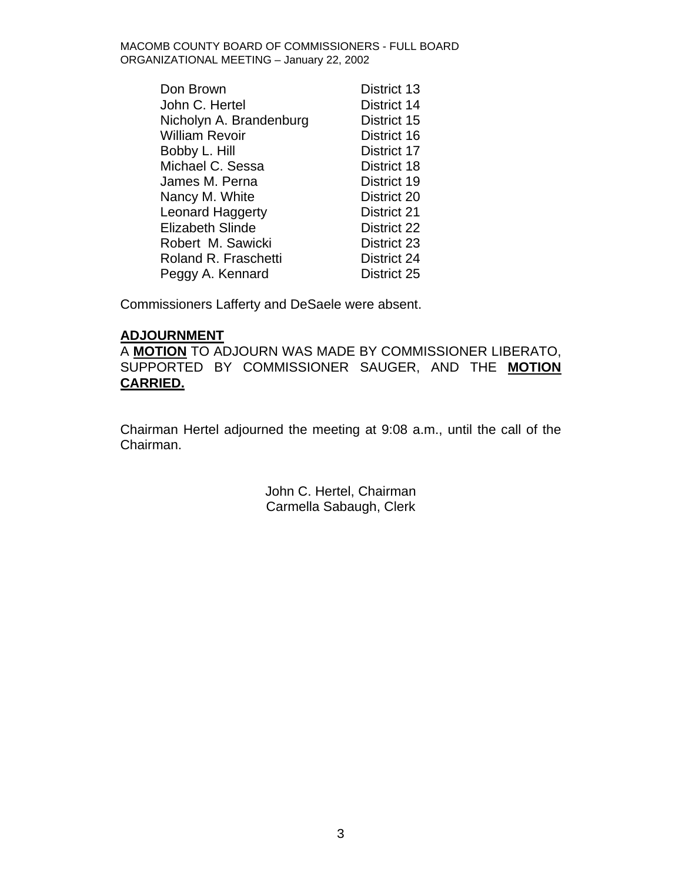| | |
|---|---|
| Don Brown | District 13 |
| John C. Hertel | District 14 |
| Nicholyn A. Brandenburg | District 15 |
| William Revoir | District 16 |
| Bobby L. Hill | District 17 |
| Michael C. Sessa | District 18 |
| James M. Perna | District 19 |
| Nancy M. White | District 20 |
| Leonard Haggerty | District 21 |
| Elizabeth Slinde | District 22 |
| Robert M. Sawicki | District 23 |
| Roland R. Fraschetti | District 24 |
| Peggy A. Kennard | District 25 |

Commissioners Lafferty and DeSaele were absent.

**ADJOURNMENT**

A **MOTION** TO ADJOURN WAS MADE BY COMMISSIONER LIBERATO, SUPPORTED BY COMMISSIONER SAUGER, AND THE **MOTION CARRIED.**

Chairman Hertel adjourned the meeting at 9:08 a.m., until the call of the Chairman.

John C. Hertel, Chairman
Carmella Sabaugh, Clerk